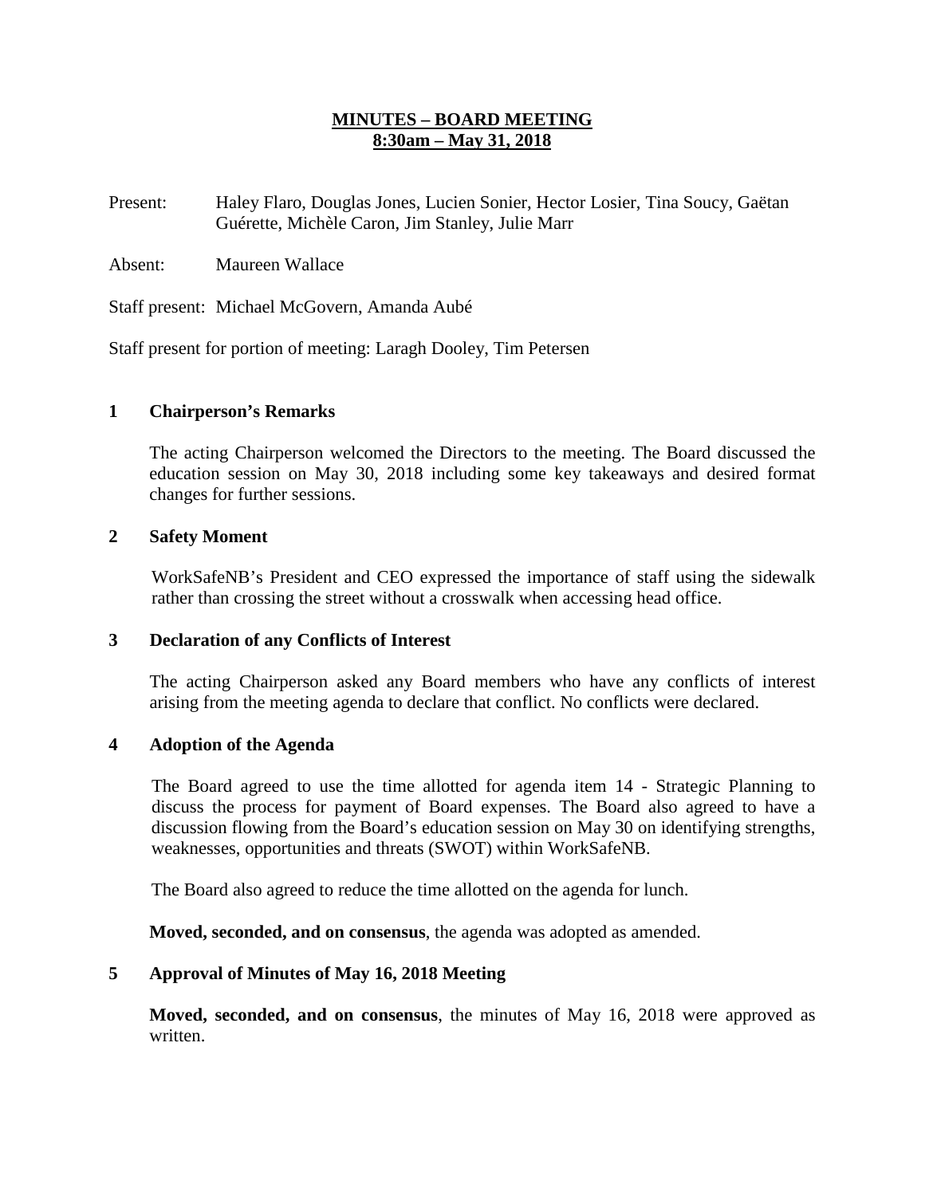# MINUTES – BOARD MEETING
## 8:30am – May 31, 2018

Present: Haley Flaro, Douglas Jones, Lucien Sonier, Hector Losier, Tina Soucy, Gaëtan Guérette, Michèle Caron, Jim Stanley, Julie Marr

Absent: Maureen Wallace

Staff present: Michael McGovern, Amanda Aubé

Staff present for portion of meeting: Laragh Dooley, Tim Petersen

### 1 Chairperson's Remarks

The acting Chairperson welcomed the Directors to the meeting. The Board discussed the education session on May 30, 2018 including some key takeaways and desired format changes for further sessions.

### 2 Safety Moment

WorkSafeNB's President and CEO expressed the importance of staff using the sidewalk rather than crossing the street without a crosswalk when accessing head office.

### 3 Declaration of any Conflicts of Interest

The acting Chairperson asked any Board members who have any conflicts of interest arising from the meeting agenda to declare that conflict. No conflicts were declared.

### 4 Adoption of the Agenda

The Board agreed to use the time allotted for agenda item 14 - Strategic Planning to discuss the process for payment of Board expenses. The Board also agreed to have a discussion flowing from the Board's education session on May 30 on identifying strengths, weaknesses, opportunities and threats (SWOT) within WorkSafeNB.

The Board also agreed to reduce the time allotted on the agenda for lunch.

**Moved, seconded, and on consensus**, the agenda was adopted as amended.

### 5 Approval of Minutes of May 16, 2018 Meeting

**Moved, seconded, and on consensus**, the minutes of May 16, 2018 were approved as written.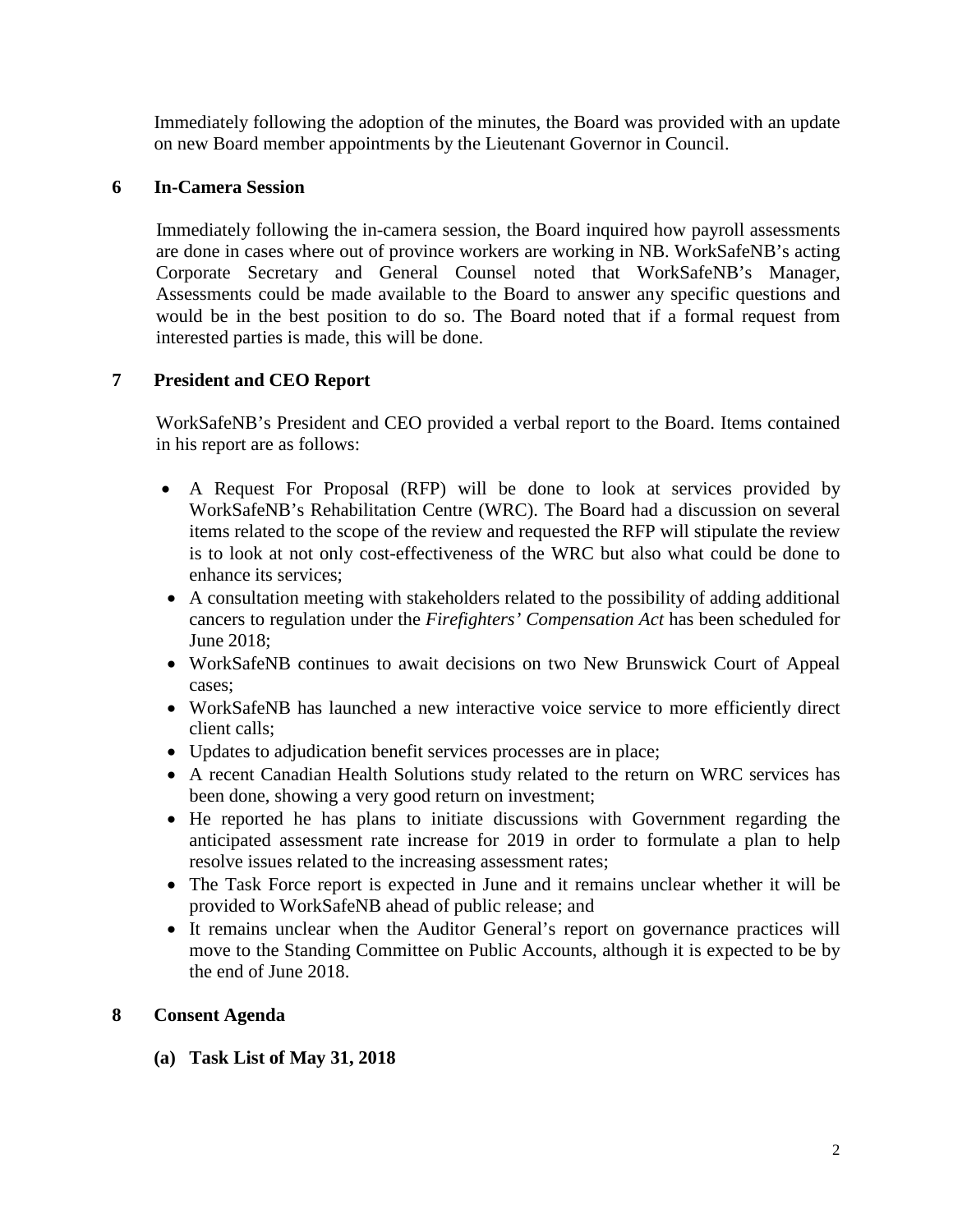Immediately following the adoption of the minutes, the Board was provided with an update on new Board member appointments by the Lieutenant Governor in Council.

## 6 In-Camera Session

Immediately following the in-camera session, the Board inquired how payroll assessments are done in cases where out of province workers are working in NB. WorkSafeNB's acting Corporate Secretary and General Counsel noted that WorkSafeNB's Manager, Assessments could be made available to the Board to answer any specific questions and would be in the best position to do so. The Board noted that if a formal request from interested parties is made, this will be done.

## 7 President and CEO Report

WorkSafeNB's President and CEO provided a verbal report to the Board. Items contained in his report are as follows:

- A Request For Proposal (RFP) will be done to look at services provided by WorkSafeNB's Rehabilitation Centre (WRC). The Board had a discussion on several items related to the scope of the review and requested the RFP will stipulate the review is to look at not only cost-effectiveness of the WRC but also what could be done to enhance its services;
- A consultation meeting with stakeholders related to the possibility of adding additional cancers to regulation under the *Firefighters' Compensation Act* has been scheduled for June 2018;
- WorkSafeNB continues to await decisions on two New Brunswick Court of Appeal cases;
- WorkSafeNB has launched a new interactive voice service to more efficiently direct client calls;
- Updates to adjudication benefit services processes are in place;
- A recent Canadian Health Solutions study related to the return on WRC services has been done, showing a very good return on investment;
- He reported he has plans to initiate discussions with Government regarding the anticipated assessment rate increase for 2019 in order to formulate a plan to help resolve issues related to the increasing assessment rates;
- The Task Force report is expected in June and it remains unclear whether it will be provided to WorkSafeNB ahead of public release; and
- It remains unclear when the Auditor General's report on governance practices will move to the Standing Committee on Public Accounts, although it is expected to be by the end of June 2018.

## 8 Consent Agenda

### (a) Task List of May 31, 2018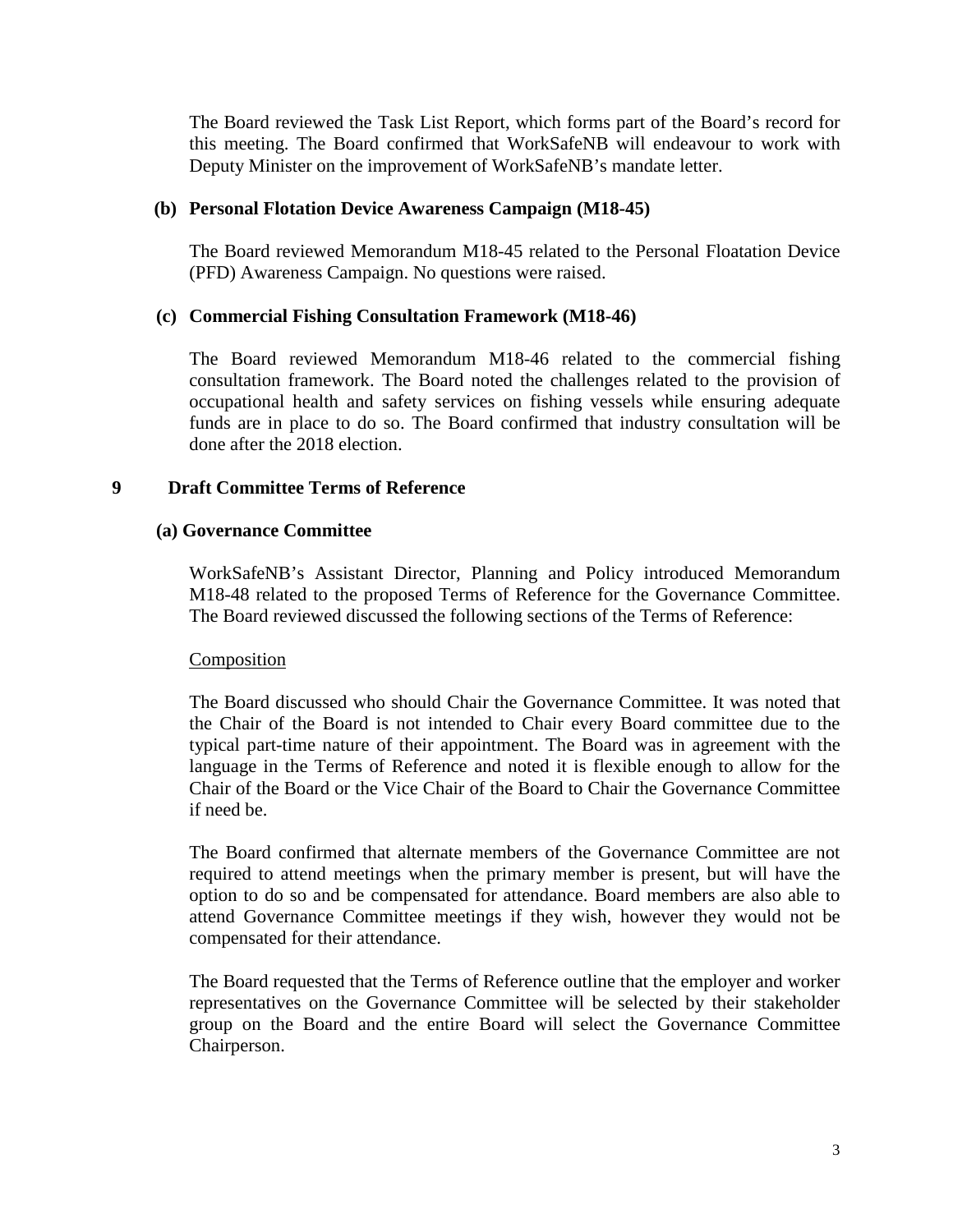The Board reviewed the Task List Report, which forms part of the Board's record for this meeting. The Board confirmed that WorkSafeNB will endeavour to work with Deputy Minister on the improvement of WorkSafeNB's mandate letter.

### (b) Personal Flotation Device Awareness Campaign (M18-45)

The Board reviewed Memorandum M18-45 related to the Personal Floatation Device (PFD) Awareness Campaign. No questions were raised.

### (c) Commercial Fishing Consultation Framework (M18-46)

The Board reviewed Memorandum M18-46 related to the commercial fishing consultation framework. The Board noted the challenges related to the provision of occupational health and safety services on fishing vessels while ensuring adequate funds are in place to do so. The Board confirmed that industry consultation will be done after the 2018 election.

## 9 Draft Committee Terms of Reference

### (a) Governance Committee

WorkSafeNB's Assistant Director, Planning and Policy introduced Memorandum M18-48 related to the proposed Terms of Reference for the Governance Committee. The Board reviewed discussed the following sections of the Terms of Reference:

Composition

The Board discussed who should Chair the Governance Committee. It was noted that the Chair of the Board is not intended to Chair every Board committee due to the typical part-time nature of their appointment. The Board was in agreement with the language in the Terms of Reference and noted it is flexible enough to allow for the Chair of the Board or the Vice Chair of the Board to Chair the Governance Committee if need be.

The Board confirmed that alternate members of the Governance Committee are not required to attend meetings when the primary member is present, but will have the option to do so and be compensated for attendance. Board members are also able to attend Governance Committee meetings if they wish, however they would not be compensated for their attendance.

The Board requested that the Terms of Reference outline that the employer and worker representatives on the Governance Committee will be selected by their stakeholder group on the Board and the entire Board will select the Governance Committee Chairperson.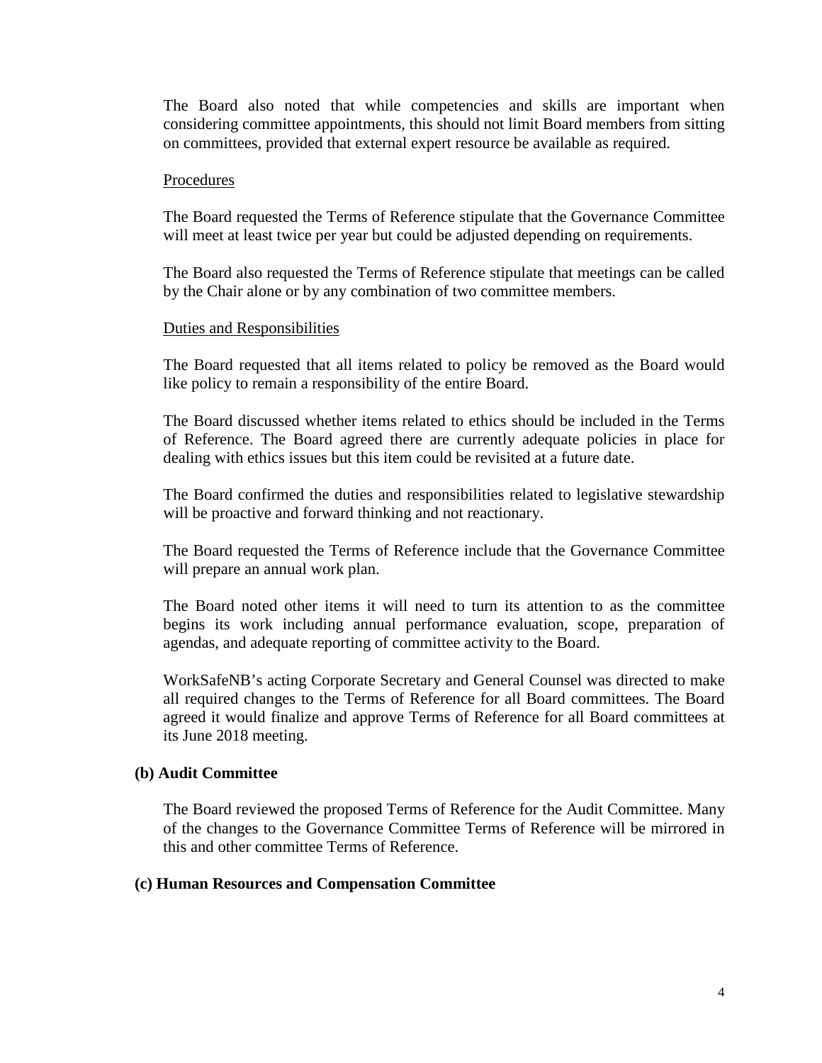The Board also noted that while competencies and skills are important when considering committee appointments, this should not limit Board members from sitting on committees, provided that external expert resource be available as required.

<u>Procedures</u>

The Board requested the Terms of Reference stipulate that the Governance Committee will meet at least twice per year but could be adjusted depending on requirements.

The Board also requested the Terms of Reference stipulate that meetings can be called by the Chair alone or by any combination of two committee members.

<u>Duties and Responsibilities</u>

The Board requested that all items related to policy be removed as the Board would like policy to remain a responsibility of the entire Board.

The Board discussed whether items related to ethics should be included in the Terms of Reference. The Board agreed there are currently adequate policies in place for dealing with ethics issues but this item could be revisited at a future date.

The Board confirmed the duties and responsibilities related to legislative stewardship will be proactive and forward thinking and not reactionary.

The Board requested the Terms of Reference include that the Governance Committee will prepare an annual work plan.

The Board noted other items it will need to turn its attention to as the committee begins its work including annual performance evaluation, scope, preparation of agendas, and adequate reporting of committee activity to the Board.

WorkSafeNB's acting Corporate Secretary and General Counsel was directed to make all required changes to the Terms of Reference for all Board committees. The Board agreed it would finalize and approve Terms of Reference for all Board committees at its June 2018 meeting.

**(b) Audit Committee**

The Board reviewed the proposed Terms of Reference for the Audit Committee. Many of the changes to the Governance Committee Terms of Reference will be mirrored in this and other committee Terms of Reference.

**(c) Human Resources and Compensation Committee**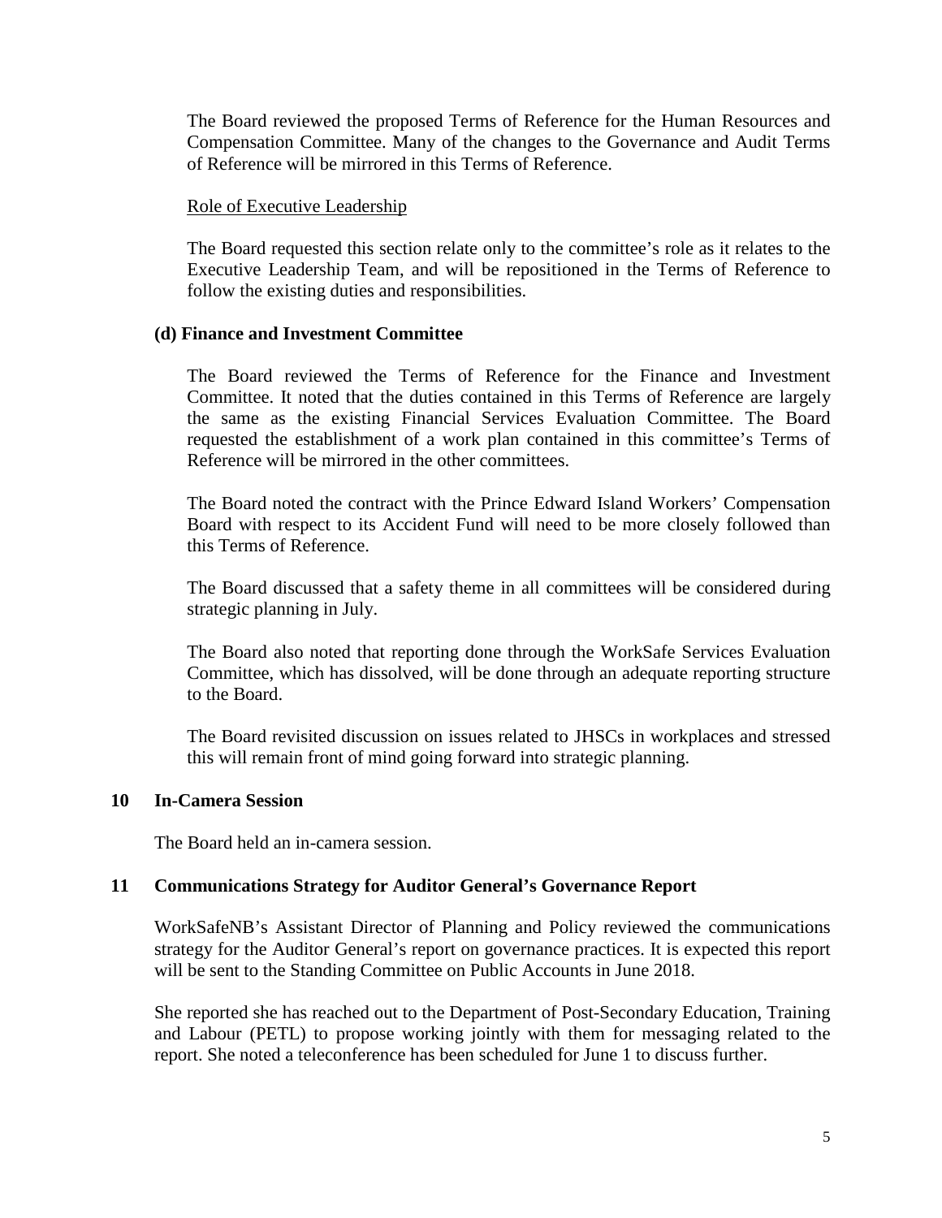The Board reviewed the proposed Terms of Reference for the Human Resources and Compensation Committee. Many of the changes to the Governance and Audit Terms of Reference will be mirrored in this Terms of Reference.

Role of Executive Leadership

The Board requested this section relate only to the committee's role as it relates to the Executive Leadership Team, and will be repositioned in the Terms of Reference to follow the existing duties and responsibilities.

**(d) Finance and Investment Committee**

The Board reviewed the Terms of Reference for the Finance and Investment Committee. It noted that the duties contained in this Terms of Reference are largely the same as the existing Financial Services Evaluation Committee. The Board requested the establishment of a work plan contained in this committee's Terms of Reference will be mirrored in the other committees.

The Board noted the contract with the Prince Edward Island Workers' Compensation Board with respect to its Accident Fund will need to be more closely followed than this Terms of Reference.

The Board discussed that a safety theme in all committees will be considered during strategic planning in July.

The Board also noted that reporting done through the WorkSafe Services Evaluation Committee, which has dissolved, will be done through an adequate reporting structure to the Board.

The Board revisited discussion on issues related to JHSCs in workplaces and stressed this will remain front of mind going forward into strategic planning.

## 10 In-Camera Session

The Board held an in-camera session.

## 11 Communications Strategy for Auditor General's Governance Report

WorkSafeNB's Assistant Director of Planning and Policy reviewed the communications strategy for the Auditor General's report on governance practices. It is expected this report will be sent to the Standing Committee on Public Accounts in June 2018.

She reported she has reached out to the Department of Post-Secondary Education, Training and Labour (PETL) to propose working jointly with them for messaging related to the report. She noted a teleconference has been scheduled for June 1 to discuss further.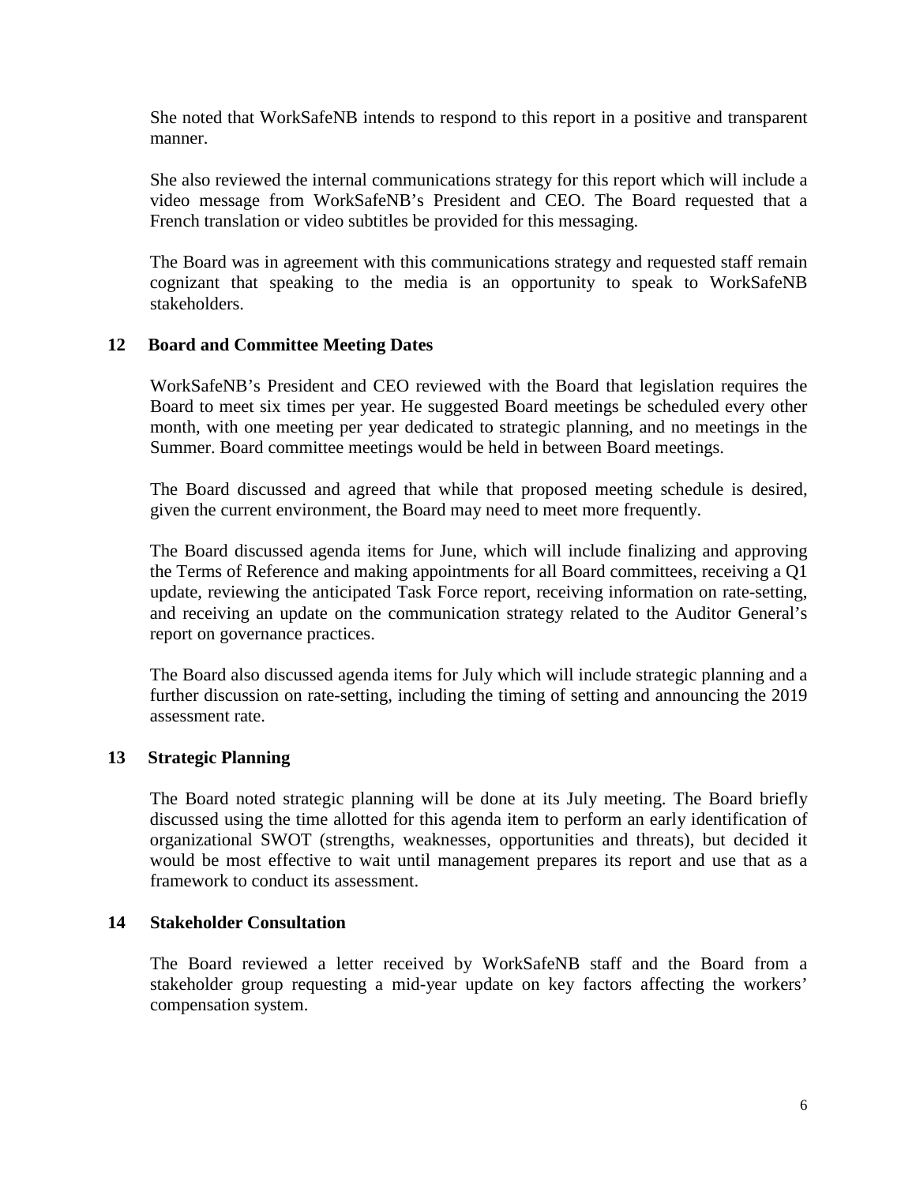She noted that WorkSafeNB intends to respond to this report in a positive and transparent manner.

She also reviewed the internal communications strategy for this report which will include a video message from WorkSafeNB's President and CEO. The Board requested that a French translation or video subtitles be provided for this messaging.

The Board was in agreement with this communications strategy and requested staff remain cognizant that speaking to the media is an opportunity to speak to WorkSafeNB stakeholders.

## 12 Board and Committee Meeting Dates

WorkSafeNB's President and CEO reviewed with the Board that legislation requires the Board to meet six times per year. He suggested Board meetings be scheduled every other month, with one meeting per year dedicated to strategic planning, and no meetings in the Summer. Board committee meetings would be held in between Board meetings.

The Board discussed and agreed that while that proposed meeting schedule is desired, given the current environment, the Board may need to meet more frequently.

The Board discussed agenda items for June, which will include finalizing and approving the Terms of Reference and making appointments for all Board committees, receiving a Q1 update, reviewing the anticipated Task Force report, receiving information on rate-setting, and receiving an update on the communication strategy related to the Auditor General's report on governance practices.

The Board also discussed agenda items for July which will include strategic planning and a further discussion on rate-setting, including the timing of setting and announcing the 2019 assessment rate.

## 13 Strategic Planning

The Board noted strategic planning will be done at its July meeting. The Board briefly discussed using the time allotted for this agenda item to perform an early identification of organizational SWOT (strengths, weaknesses, opportunities and threats), but decided it would be most effective to wait until management prepares its report and use that as a framework to conduct its assessment.

## 14 Stakeholder Consultation

The Board reviewed a letter received by WorkSafeNB staff and the Board from a stakeholder group requesting a mid-year update on key factors affecting the workers' compensation system.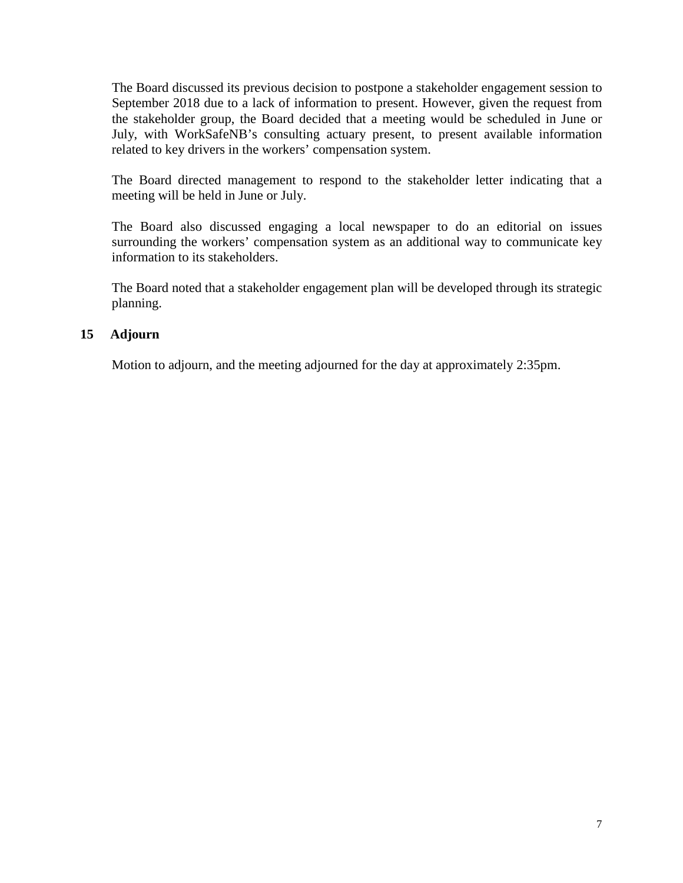The Board discussed its previous decision to postpone a stakeholder engagement session to September 2018 due to a lack of information to present. However, given the request from the stakeholder group, the Board decided that a meeting would be scheduled in June or July, with WorkSafeNB's consulting actuary present, to present available information related to key drivers in the workers' compensation system.

The Board directed management to respond to the stakeholder letter indicating that a meeting will be held in June or July.

The Board also discussed engaging a local newspaper to do an editorial on issues surrounding the workers' compensation system as an additional way to communicate key information to its stakeholders.

The Board noted that a stakeholder engagement plan will be developed through its strategic planning.

## 15 Adjourn

Motion to adjourn, and the meeting adjourned for the day at approximately 2:35pm.